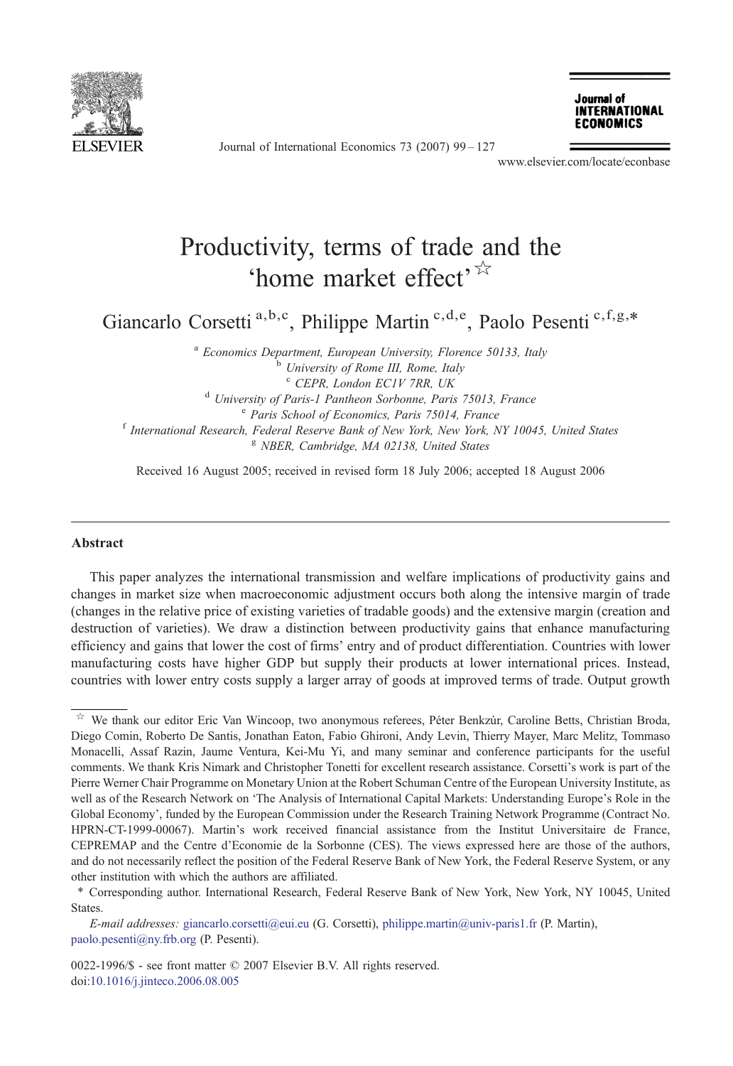# Productivity, terms of trade and the 'home market effect' [☆]

Giancarlo Corsetti [a,b,c], Philippe Martin [c,d,e], Paolo Pesenti [c,f,g,*]

[a] *Economics Department, European University, Florence 50133, Italy*
[b] *University of Rome III, Rome, Italy*
[c] *CEPR, London EC1V 7RR, UK*
[d] *University of Paris-1 Pantheon Sorbonne, Paris 75013, France*
[e] *Paris School of Economics, Paris 75014, France*
[f] *International Research, Federal Reserve Bank of New York, New York, NY 10045, United States*
[g] *NBER, Cambridge, MA 02138, United States*

Received 16 August 2005; received in revised form 18 July 2006; accepted 18 August 2006

## Abstract

This paper analyzes the international transmission and welfare implications of productivity gains and changes in market size when macroeconomic adjustment occurs both along the intensive margin of trade (changes in the relative price of existing varieties of tradable goods) and the extensive margin (creation and destruction of varieties). We draw a distinction between productivity gains that enhance manufacturing efficiency and gains that lower the cost of firms' entry and of product differentiation. Countries with lower manufacturing costs have higher GDP but supply their products at lower international prices. Instead, countries with lower entry costs supply a larger array of goods at improved terms of trade. Output growth

---

[☆] We thank our editor Eric Van Wincoop, two anonymous referees, Péter Benkzúr, Caroline Betts, Christian Broda, Diego Comin, Roberto De Santis, Jonathan Eaton, Fabio Ghironi, Andy Levin, Thierry Mayer, Marc Melitz, Tommaso Monacelli, Assaf Razin, Jaume Ventura, Kei-Mu Yi, and many seminar and conference participants for the useful comments. We thank Kris Nimark and Christopher Tonetti for excellent research assistance. Corsetti's work is part of the Pierre Werner Chair Programme on Monetary Union at the Robert Schuman Centre of the European University Institute, as well as of the Research Network on 'The Analysis of International Capital Markets: Understanding Europe's Role in the Global Economy', funded by the European Commission under the Research Training Network Programme (Contract No. HPRN-CT-1999-00067). Martin's work received financial assistance from the Institut Universitaire de France, CEPREMAP and the Centre d'Economie de la Sorbonne (CES). The views expressed here are those of the authors, and do not necessarily reflect the position of the Federal Reserve Bank of New York, the Federal Reserve System, or any other institution with which the authors are affiliated.

\* Corresponding author. International Research, Federal Reserve Bank of New York, New York, NY 10045, United States.

*E-mail addresses:* giancarlo.corsetti@eui.eu (G. Corsetti), philippe.martin@univ-paris1.fr (P. Martin), paolo.pesenti@ny.frb.org (P. Pesenti).

0022-1996/$ - see front matter © 2007 Elsevier B.V. All rights reserved.
doi:10.1016/j.jinteco.2006.08.005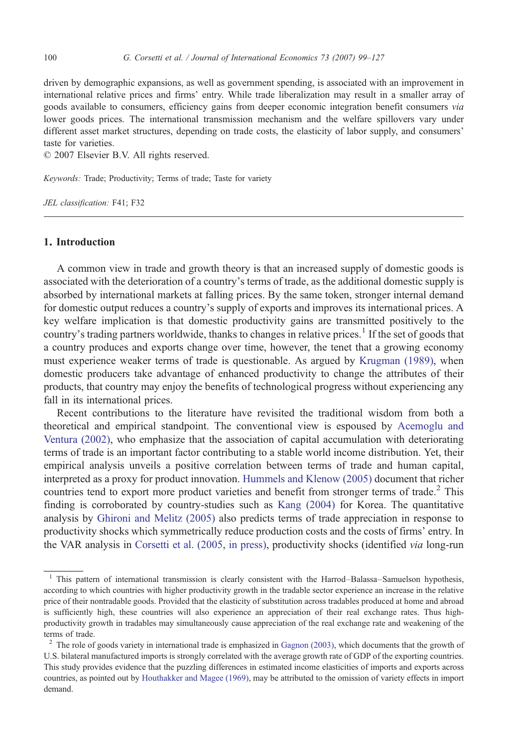driven by demographic expansions, as well as government spending, is associated with an improvement in international relative prices and firms' entry. While trade liberalization may result in a smaller array of goods available to consumers, efficiency gains from deeper economic integration benefit consumers *via* lower goods prices. The international transmission mechanism and the welfare spillovers vary under different asset market structures, depending on trade costs, the elasticity of labor supply, and consumers' taste for varieties.

© 2007 Elsevier B.V. All rights reserved.

*Keywords:* Trade; Productivity; Terms of trade; Taste for variety

*JEL classification:* F41; F32

## 1. Introduction

A common view in trade and growth theory is that an increased supply of domestic goods is associated with the deterioration of a country's terms of trade, as the additional domestic supply is absorbed by international markets at falling prices. By the same token, stronger internal demand for domestic output reduces a country's supply of exports and improves its international prices. A key welfare implication is that domestic productivity gains are transmitted positively to the country's trading partners worldwide, thanks to changes in relative prices.[1] If the set of goods that a country produces and exports change over time, however, the tenet that a growing economy must experience weaker terms of trade is questionable. As argued by Krugman (1989), when domestic producers take advantage of enhanced productivity to change the attributes of their products, that country may enjoy the benefits of technological progress without experiencing any fall in its international prices.

Recent contributions to the literature have revisited the traditional wisdom from both a theoretical and empirical standpoint. The conventional view is espoused by Acemoglu and Ventura (2002), who emphasize that the association of capital accumulation with deteriorating terms of trade is an important factor contributing to a stable world income distribution. Yet, their empirical analysis unveils a positive correlation between terms of trade and human capital, interpreted as a proxy for product innovation. Hummels and Klenow (2005) document that richer countries tend to export more product varieties and benefit from stronger terms of trade.[2] This finding is corroborated by country-studies such as Kang (2004) for Korea. The quantitative analysis by Ghironi and Melitz (2005) also predicts terms of trade appreciation in response to productivity shocks which symmetrically reduce production costs and the costs of firms' entry. In the VAR analysis in Corsetti et al. (2005, in press), productivity shocks (identified *via* long-run

[1] This pattern of international transmission is clearly consistent with the Harrod–Balassa–Samuelson hypothesis, according to which countries with higher productivity growth in the tradable sector experience an increase in the relative price of their nontradable goods. Provided that the elasticity of substitution across tradables produced at home and abroad is sufficiently high, these countries will also experience an appreciation of their real exchange rates. Thus high-productivity growth in tradables may simultaneously cause appreciation of the real exchange rate and weakening of the terms of trade.

[2] The role of goods variety in international trade is emphasized in Gagnon (2003), which documents that the growth of U.S. bilateral manufactured imports is strongly correlated with the average growth rate of GDP of the exporting countries. This study provides evidence that the puzzling differences in estimated income elasticities of imports and exports across countries, as pointed out by Houthakker and Magee (1969), may be attributed to the omission of variety effects in import demand.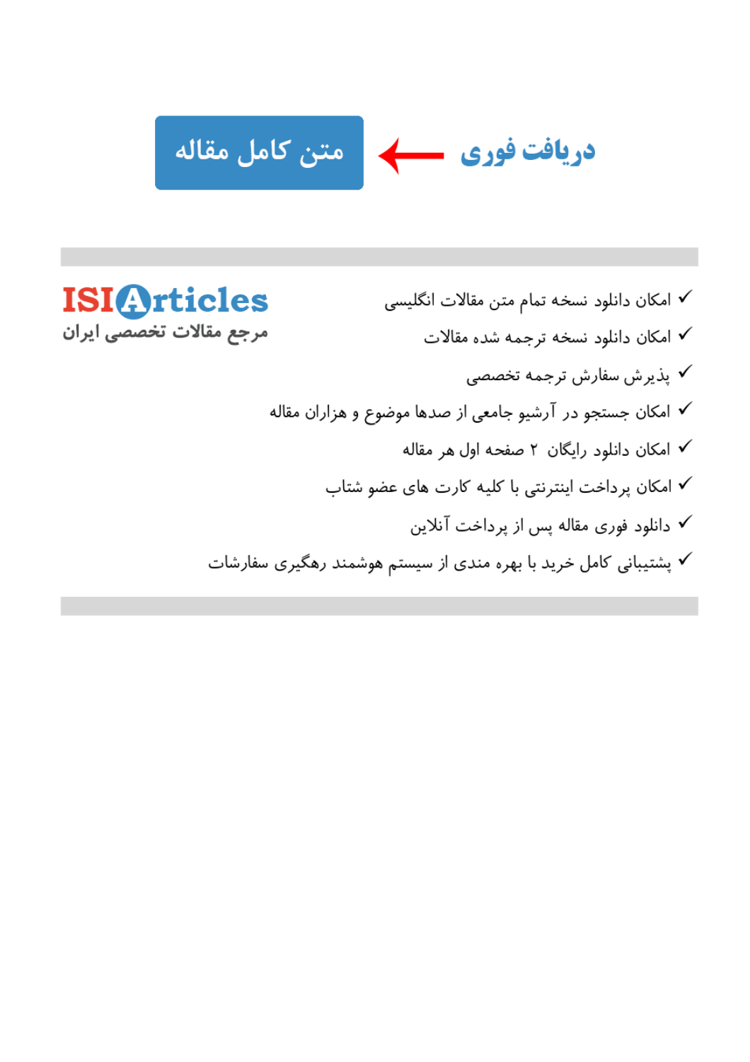**دریافت فوری** ← **متن کامل مقاله**

---

**ISIArticles**
مرجع مقالات تخصصی ایران

- ✓ امکان دانلود نسخه تمام متن مقالات انگلیسی
- ✓ امکان دانلود نسخه ترجمه شده مقالات
- ✓ پذیرش سفارش ترجمه تخصصی
- ✓ امکان جستجو در آرشیو جامعی از صدها موضوع و هزاران مقاله
- ✓ امکان دانلود رایگان ۲ صفحه اول هر مقاله
- ✓ امکان پرداخت اینترنتی با کلیه کارت های عضو شتاب
- ✓ دانلود فوری مقاله پس از پرداخت آنلاین
- ✓ پشتیبانی کامل خرید با بهره مندی از سیستم هوشمند رهگیری سفارشات

---